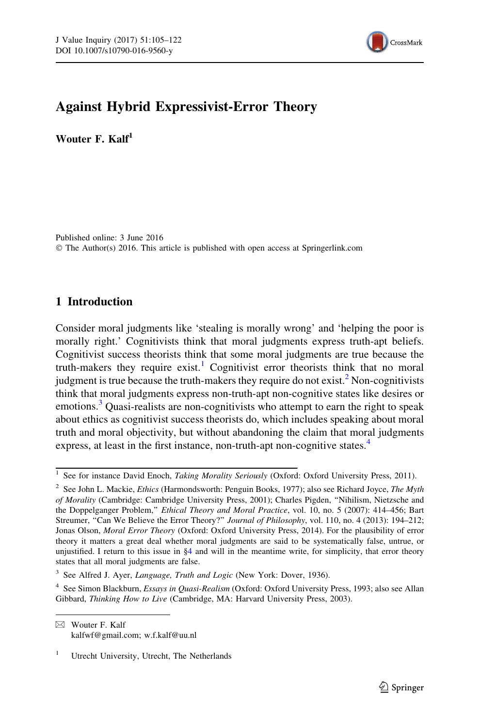# Against Hybrid Expressivist-Error Theory

**Wouter F. Kalf**[1]

Published online: 3 June 2016
© The Author(s) 2016. This article is published with open access at Springerlink.com

## 1 Introduction

Consider moral judgments like 'stealing is morally wrong' and 'helping the poor is morally right.' Cognitivists think that moral judgments express truth-apt beliefs. Cognitivist success theorists think that some moral judgments are true because the truth-makers they require exist.[1] Cognitivist error theorists think that no moral judgment is true because the truth-makers they require do not exist.[2] Non-cognitivists think that moral judgments express non-truth-apt non-cognitive states like desires or emotions.[3] Quasi-realists are non-cognitivists who attempt to earn the right to speak about ethics as cognitivist success theorists do, which includes speaking about moral truth and moral objectivity, but without abandoning the claim that moral judgments express, at least in the first instance, non-truth-apt non-cognitive states.[4]

---

[1] See for instance David Enoch, *Taking Morality Seriously* (Oxford: Oxford University Press, 2011).

[2] See John L. Mackie, *Ethics* (Harmondsworth: Penguin Books, 1977); also see Richard Joyce, *The Myth of Morality* (Cambridge: Cambridge University Press, 2001); Charles Pigden, "Nihilism, Nietzsche and the Doppelganger Problem," *Ethical Theory and Moral Practice*, vol. 10, no. 5 (2007): 414–456; Bart Streumer, "Can We Believe the Error Theory?" *Journal of Philosophy*, vol. 110, no. 4 (2013): 194–212; Jonas Olson, *Moral Error Theory* (Oxford: Oxford University Press, 2014). For the plausibility of error theory it matters a great deal whether moral judgments are said to be systematically false, untrue, or unjustified. I return to this issue in §4 and will in the meantime write, for simplicity, that error theory states that all moral judgments are false.

[3] See Alfred J. Ayer, *Language, Truth and Logic* (New York: Dover, 1936).

[4] See Simon Blackburn, *Essays in Quasi-Realism* (Oxford: Oxford University Press, 1993; also see Allan Gibbard, *Thinking How to Live* (Cambridge, MA: Harvard University Press, 2003).

---

✉ Wouter F. Kalf
kalfwf@gmail.com; w.f.kalf@uu.nl

[1] Utrecht University, Utrecht, The Netherlands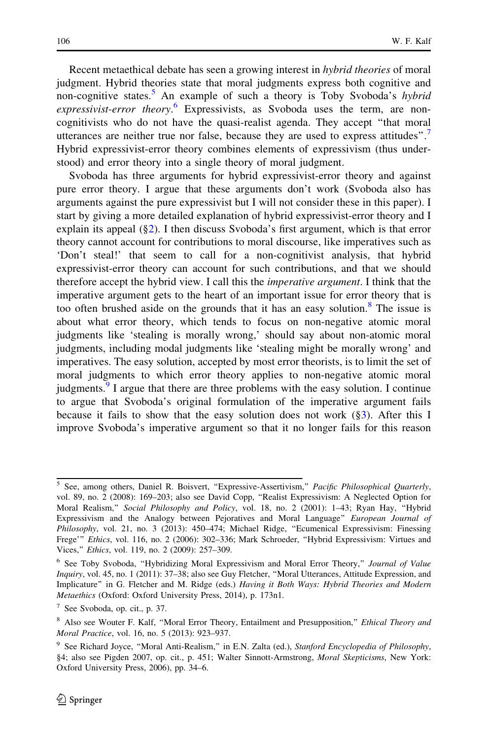Recent metaethical debate has seen a growing interest in *hybrid theories* of moral judgment. Hybrid theories state that moral judgments express both cognitive and non-cognitive states.[5] An example of such a theory is Toby Svoboda's *hybrid expressivist-error theory*.[6] Expressivists, as Svoboda uses the term, are non-cognitivists who do not have the quasi-realist agenda. They accept "that moral utterances are neither true nor false, because they are used to express attitudes".[7] Hybrid expressivist-error theory combines elements of expressivism (thus understood) and error theory into a single theory of moral judgment.

Svoboda has three arguments for hybrid expressivist-error theory and against pure error theory. I argue that these arguments don't work (Svoboda also has arguments against the pure expressivist but I will not consider these in this paper). I start by giving a more detailed explanation of hybrid expressivist-error theory and I explain its appeal (§2). I then discuss Svoboda's first argument, which is that error theory cannot account for contributions to moral discourse, like imperatives such as 'Don't steal!' that seem to call for a non-cognitivist analysis, that hybrid expressivist-error theory can account for such contributions, and that we should therefore accept the hybrid view. I call this the *imperative argument*. I think that the imperative argument gets to the heart of an important issue for error theory that is too often brushed aside on the grounds that it has an easy solution.[8] The issue is about what error theory, which tends to focus on non-negative atomic moral judgments like 'stealing is morally wrong,' should say about non-atomic moral judgments, including modal judgments like 'stealing might be morally wrong' and imperatives. The easy solution, accepted by most error theorists, is to limit the set of moral judgments to which error theory applies to non-negative atomic moral judgments.[9] I argue that there are three problems with the easy solution. I continue to argue that Svoboda's original formulation of the imperative argument fails because it fails to show that the easy solution does not work (§3). After this I improve Svoboda's imperative argument so that it no longer fails for this reason

---

[5] See, among others, Daniel R. Boisvert, "Expressive-Assertivism," *Pacific Philosophical Quarterly*, vol. 89, no. 2 (2008): 169–203; also see David Copp, "Realist Expressivism: A Neglected Option for Moral Realism," *Social Philosophy and Policy*, vol. 18, no. 2 (2001): 1–43; Ryan Hay, "Hybrid Expressivism and the Analogy between Pejoratives and Moral Language" *European Journal of Philosophy*, vol. 21, no. 3 (2013): 450–474; Michael Ridge, "Ecumenical Expressivism: Finessing Frege'" *Ethics*, vol. 116, no. 2 (2006): 302–336; Mark Schroeder, "Hybrid Expressivism: Virtues and Vices," *Ethics*, vol. 119, no. 2 (2009): 257–309.

[6] See Toby Svoboda, "Hybridizing Moral Expressivism and Moral Error Theory," *Journal of Value Inquiry*, vol. 45, no. 1 (2011): 37–38; also see Guy Fletcher, "Moral Utterances, Attitude Expression, and Implicature" in G. Fletcher and M. Ridge (eds.) *Having it Both Ways: Hybrid Theories and Modern Metaethics* (Oxford: Oxford University Press, 2014), p. 173n1.

[7] See Svoboda, op. cit., p. 37.

[8] Also see Wouter F. Kalf, "Moral Error Theory, Entailment and Presupposition," *Ethical Theory and Moral Practice*, vol. 16, no. 5 (2013): 923–937.

[9] See Richard Joyce, "Moral Anti-Realism," in E.N. Zalta (ed.), *Stanford Encyclopedia of Philosophy*, §4; also see Pigden 2007, op. cit., p. 451; Walter Sinnott-Armstrong, *Moral Skepticisms*, New York: Oxford University Press, 2006), pp. 34–6.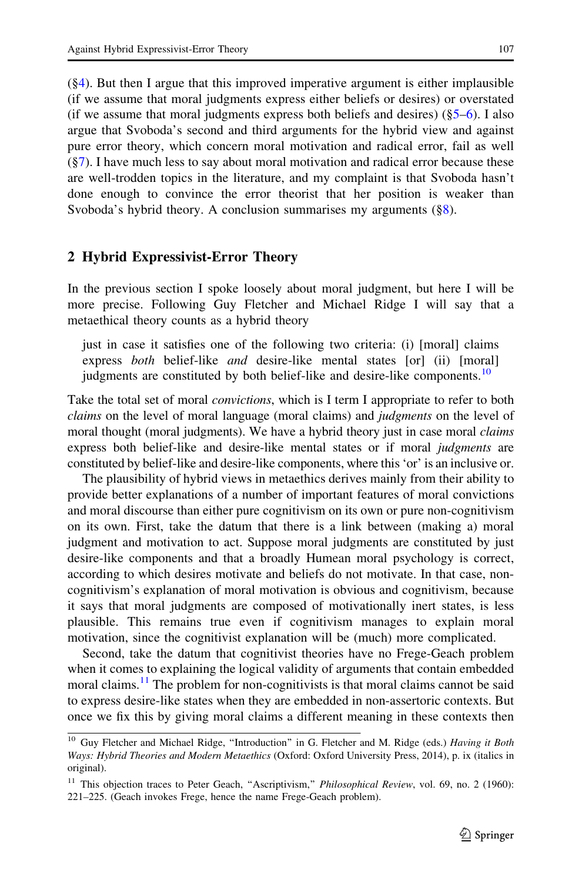(§4). But then I argue that this improved imperative argument is either implausible (if we assume that moral judgments express either beliefs or desires) or overstated (if we assume that moral judgments express both beliefs and desires) (§5–6). I also argue that Svoboda's second and third arguments for the hybrid view and against pure error theory, which concern moral motivation and radical error, fail as well (§7). I have much less to say about moral motivation and radical error because these are well-trodden topics in the literature, and my complaint is that Svoboda hasn't done enough to convince the error theorist that her position is weaker than Svoboda's hybrid theory. A conclusion summarises my arguments (§8).

## 2 Hybrid Expressivist-Error Theory

In the previous section I spoke loosely about moral judgment, but here I will be more precise. Following Guy Fletcher and Michael Ridge I will say that a metaethical theory counts as a hybrid theory

> just in case it satisfies one of the following two criteria: (i) [moral] claims express *both* belief-like *and* desire-like mental states [or] (ii) [moral] judgments are constituted by both belief-like and desire-like components.[10]

Take the total set of moral *convictions*, which is I term I appropriate to refer to both *claims* on the level of moral language (moral claims) and *judgments* on the level of moral thought (moral judgments). We have a hybrid theory just in case moral *claims* express both belief-like and desire-like mental states or if moral *judgments* are constituted by belief-like and desire-like components, where this 'or' is an inclusive or.

The plausibility of hybrid views in metaethics derives mainly from their ability to provide better explanations of a number of important features of moral convictions and moral discourse than either pure cognitivism on its own or pure non-cognitivism on its own. First, take the datum that there is a link between (making a) moral judgment and motivation to act. Suppose moral judgments are constituted by just desire-like components and that a broadly Humean moral psychology is correct, according to which desires motivate and beliefs do not motivate. In that case, non-cognitivism's explanation of moral motivation is obvious and cognitivism, because it says that moral judgments are composed of motivationally inert states, is less plausible. This remains true even if cognitivism manages to explain moral motivation, since the cognitivist explanation will be (much) more complicated.

Second, take the datum that cognitivist theories have no Frege-Geach problem when it comes to explaining the logical validity of arguments that contain embedded moral claims.[11] The problem for non-cognitivists is that moral claims cannot be said to express desire-like states when they are embedded in non-assertoric contexts. But once we fix this by giving moral claims a different meaning in these contexts then

---

[10] Guy Fletcher and Michael Ridge, "Introduction" in G. Fletcher and M. Ridge (eds.) *Having it Both Ways: Hybrid Theories and Modern Metaethics* (Oxford: Oxford University Press, 2014), p. ix (italics in original).

[11] This objection traces to Peter Geach, "Ascriptivism," *Philosophical Review*, vol. 69, no. 2 (1960): 221–225. (Geach invokes Frege, hence the name Frege-Geach problem).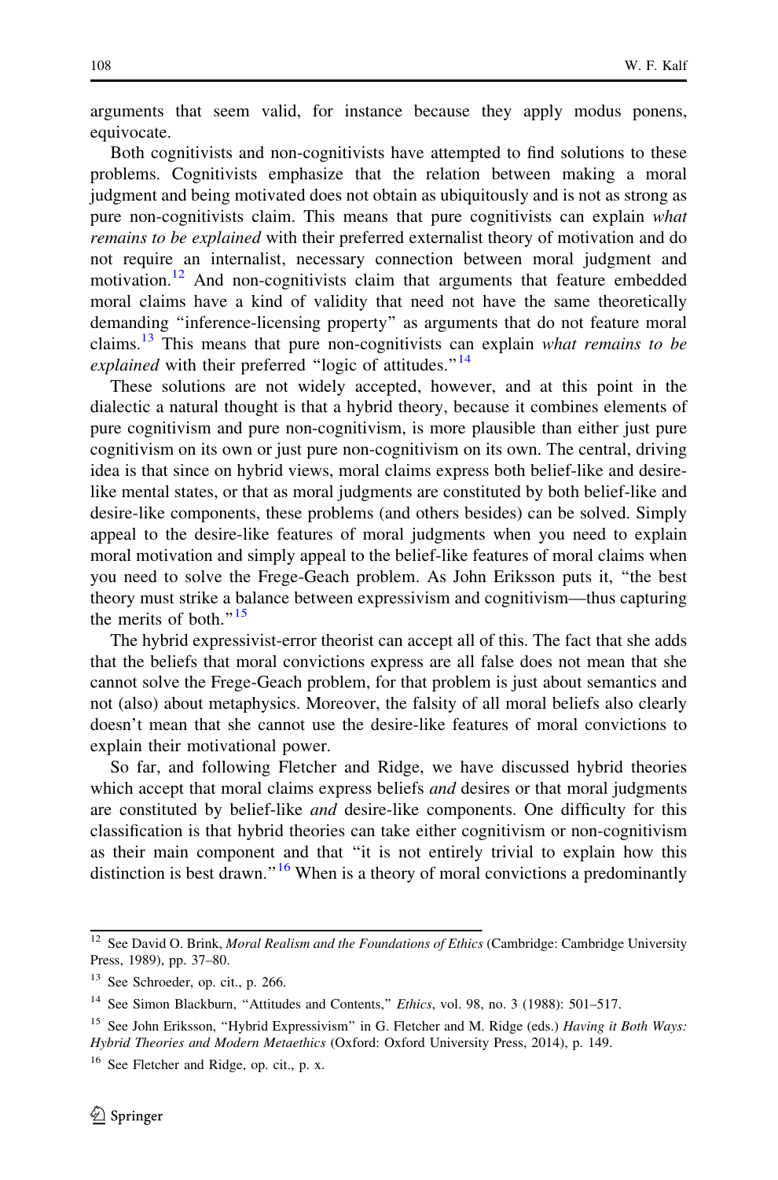arguments that seem valid, for instance because they apply modus ponens, equivocate.

Both cognitivists and non-cognitivists have attempted to find solutions to these problems. Cognitivists emphasize that the relation between making a moral judgment and being motivated does not obtain as ubiquitously and is not as strong as pure non-cognitivists claim. This means that pure cognitivists can explain *what remains to be explained* with their preferred externalist theory of motivation and do not require an internalist, necessary connection between moral judgment and motivation.[12] And non-cognitivists claim that arguments that feature embedded moral claims have a kind of validity that need not have the same theoretically demanding "inference-licensing property" as arguments that do not feature moral claims.[13] This means that pure non-cognitivists can explain *what remains to be explained* with their preferred "logic of attitudes."[14]

These solutions are not widely accepted, however, and at this point in the dialectic a natural thought is that a hybrid theory, because it combines elements of pure cognitivism and pure non-cognitivism, is more plausible than either just pure cognitivism on its own or just pure non-cognitivism on its own. The central, driving idea is that since on hybrid views, moral claims express both belief-like and desire-like mental states, or that as moral judgments are constituted by both belief-like and desire-like components, these problems (and others besides) can be solved. Simply appeal to the desire-like features of moral judgments when you need to explain moral motivation and simply appeal to the belief-like features of moral claims when you need to solve the Frege-Geach problem. As John Eriksson puts it, "the best theory must strike a balance between expressivism and cognitivism—thus capturing the merits of both."[15]

The hybrid expressivist-error theorist can accept all of this. The fact that she adds that the beliefs that moral convictions express are all false does not mean that she cannot solve the Frege-Geach problem, for that problem is just about semantics and not (also) about metaphysics. Moreover, the falsity of all moral beliefs also clearly doesn't mean that she cannot use the desire-like features of moral convictions to explain their motivational power.

So far, and following Fletcher and Ridge, we have discussed hybrid theories which accept that moral claims express beliefs *and* desires or that moral judgments are constituted by belief-like *and* desire-like components. One difficulty for this classification is that hybrid theories can take either cognitivism or non-cognitivism as their main component and that "it is not entirely trivial to explain how this distinction is best drawn."[16] When is a theory of moral convictions a predominantly

---

[12] See David O. Brink, *Moral Realism and the Foundations of Ethics* (Cambridge: Cambridge University Press, 1989), pp. 37–80.

[13] See Schroeder, op. cit., p. 266.

[14] See Simon Blackburn, "Attitudes and Contents," *Ethics*, vol. 98, no. 3 (1988): 501–517.

[15] See John Eriksson, "Hybrid Expressivism" in G. Fletcher and M. Ridge (eds.) *Having it Both Ways: Hybrid Theories and Modern Metaethics* (Oxford: Oxford University Press, 2014), p. 149.

[16] See Fletcher and Ridge, op. cit., p. x.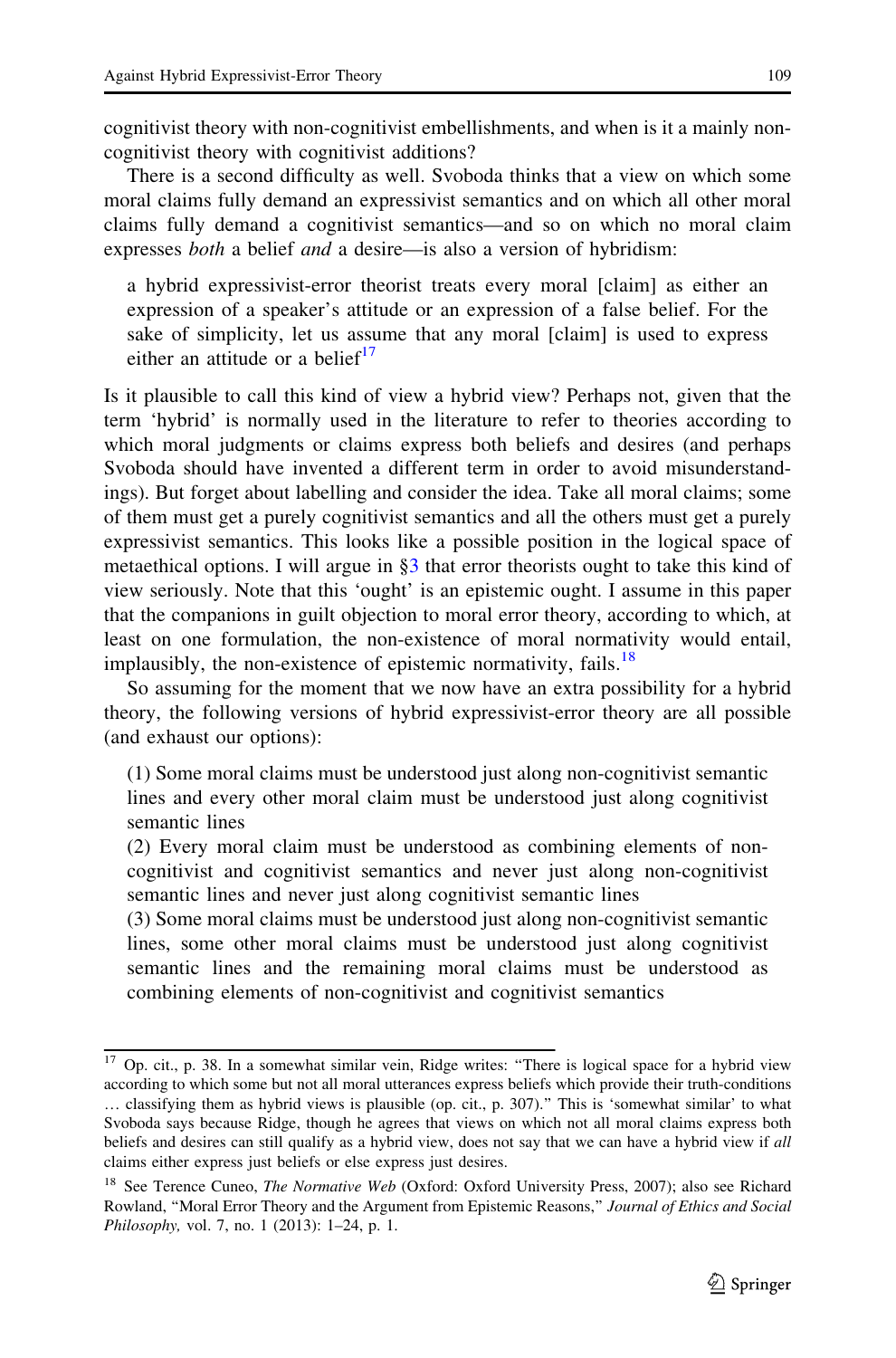cognitivist theory with non-cognitivist embellishments, and when is it a mainly non-cognitivist theory with cognitivist additions?

There is a second difficulty as well. Svoboda thinks that a view on which some moral claims fully demand an expressivist semantics and on which all other moral claims fully demand a cognitivist semantics—and so on which no moral claim expresses *both* a belief *and* a desire—is also a version of hybridism:

> a hybrid expressivist-error theorist treats every moral [claim] as either an expression of a speaker's attitude or an expression of a false belief. For the sake of simplicity, let us assume that any moral [claim] is used to express either an attitude or a belief[17]

Is it plausible to call this kind of view a hybrid view? Perhaps not, given that the term 'hybrid' is normally used in the literature to refer to theories according to which moral judgments or claims express both beliefs and desires (and perhaps Svoboda should have invented a different term in order to avoid misunderstandings). But forget about labelling and consider the idea. Take all moral claims; some of them must get a purely cognitivist semantics and all the others must get a purely expressivist semantics. This looks like a possible position in the logical space of metaethical options. I will argue in §3 that error theorists ought to take this kind of view seriously. Note that this 'ought' is an epistemic ought. I assume in this paper that the companions in guilt objection to moral error theory, according to which, at least on one formulation, the non-existence of moral normativity would entail, implausibly, the non-existence of epistemic normativity, fails.[18]

So assuming for the moment that we now have an extra possibility for a hybrid theory, the following versions of hybrid expressivist-error theory are all possible (and exhaust our options):

> (1) Some moral claims must be understood just along non-cognitivist semantic lines and every other moral claim must be understood just along cognitivist semantic lines
>
> (2) Every moral claim must be understood as combining elements of non-cognitivist and cognitivist semantics and never just along non-cognitivist semantic lines and never just along cognitivist semantic lines
>
> (3) Some moral claims must be understood just along non-cognitivist semantic lines, some other moral claims must be understood just along cognitivist semantic lines and the remaining moral claims must be understood as combining elements of non-cognitivist and cognitivist semantics

---

[17] Op. cit., p. 38. In a somewhat similar vein, Ridge writes: "There is logical space for a hybrid view according to which some but not all moral utterances express beliefs which provide their truth-conditions … classifying them as hybrid views is plausible (op. cit., p. 307)." This is 'somewhat similar' to what Svoboda says because Ridge, though he agrees that views on which not all moral claims express both beliefs and desires can still qualify as a hybrid view, does not say that we can have a hybrid view if *all* claims either express just beliefs or else express just desires.

[18] See Terence Cuneo, *The Normative Web* (Oxford: Oxford University Press, 2007); also see Richard Rowland, "Moral Error Theory and the Argument from Epistemic Reasons," *Journal of Ethics and Social Philosophy,* vol. 7, no. 1 (2013): 1–24, p. 1.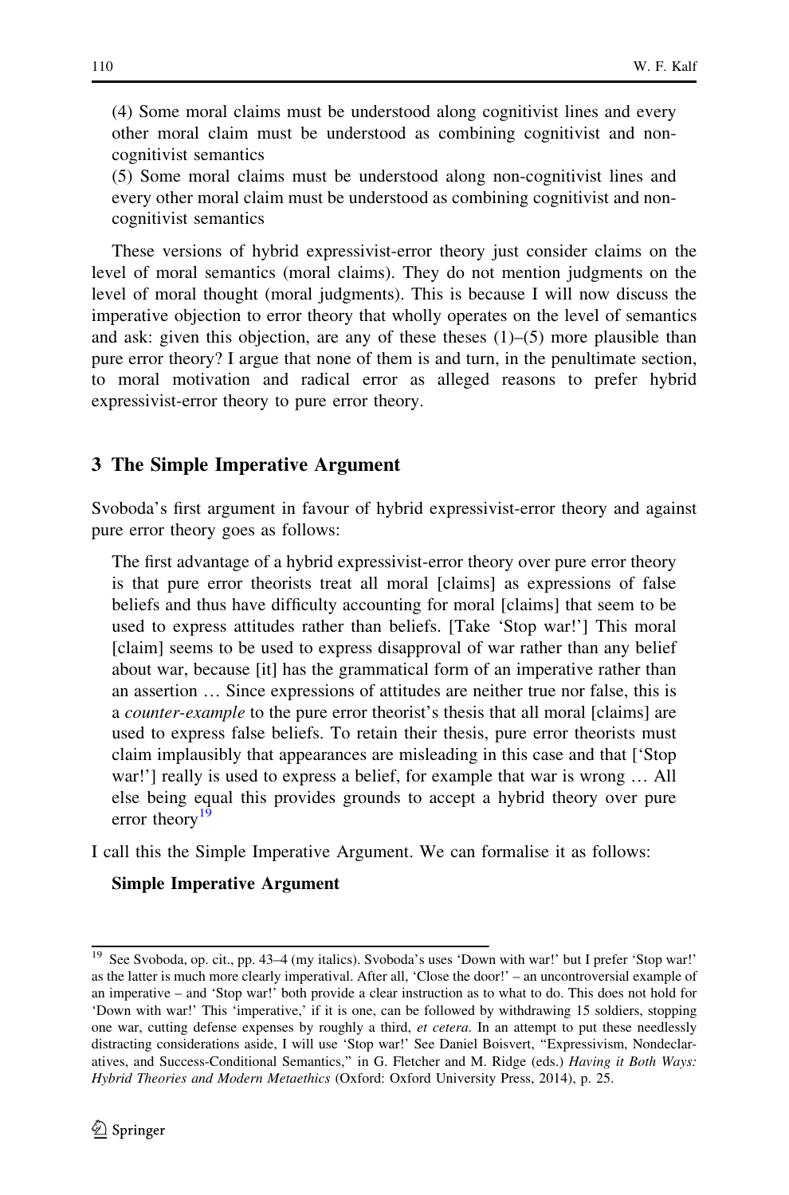(4) Some moral claims must be understood along cognitivist lines and every other moral claim must be understood as combining cognitivist and non-cognitivist semantics

(5) Some moral claims must be understood along non-cognitivist lines and every other moral claim must be understood as combining cognitivist and non-cognitivist semantics

These versions of hybrid expressivist-error theory just consider claims on the level of moral semantics (moral claims). They do not mention judgments on the level of moral thought (moral judgments). This is because I will now discuss the imperative objection to error theory that wholly operates on the level of semantics and ask: given this objection, are any of these theses (1)–(5) more plausible than pure error theory? I argue that none of them is and turn, in the penultimate section, to moral motivation and radical error as alleged reasons to prefer hybrid expressivist-error theory to pure error theory.

## 3 The Simple Imperative Argument

Svoboda's first argument in favour of hybrid expressivist-error theory and against pure error theory goes as follows:

> The first advantage of a hybrid expressivist-error theory over pure error theory is that pure error theorists treat all moral [claims] as expressions of false beliefs and thus have difficulty accounting for moral [claims] that seem to be used to express attitudes rather than beliefs. [Take 'Stop war!'] This moral [claim] seems to be used to express disapproval of war rather than any belief about war, because [it] has the grammatical form of an imperative rather than an assertion … Since expressions of attitudes are neither true nor false, this is a *counter-example* to the pure error theorist's thesis that all moral [claims] are used to express false beliefs. To retain their thesis, pure error theorists must claim implausibly that appearances are misleading in this case and that ['Stop war!'] really is used to express a belief, for example that war is wrong … All else being equal this provides grounds to accept a hybrid theory over pure error theory[19]

I call this the Simple Imperative Argument. We can formalise it as follows:

**Simple Imperative Argument**

[19] See Svoboda, op. cit., pp. 43–4 (my italics). Svoboda's uses 'Down with war!' but I prefer 'Stop war!' as the latter is much more clearly imperatival. After all, 'Close the door!' – an uncontroversial example of an imperative – and 'Stop war!' both provide a clear instruction as to what to do. This does not hold for 'Down with war!' This 'imperative,' if it is one, can be followed by withdrawing 15 soldiers, stopping one war, cutting defense expenses by roughly a third, *et cetera*. In an attempt to put these needlessly distracting considerations aside, I will use 'Stop war!' See Daniel Boisvert, "Expressivism, Nondeclaratives, and Success-Conditional Semantics," in G. Fletcher and M. Ridge (eds.) *Having it Both Ways: Hybrid Theories and Modern Metaethics* (Oxford: Oxford University Press, 2014), p. 25.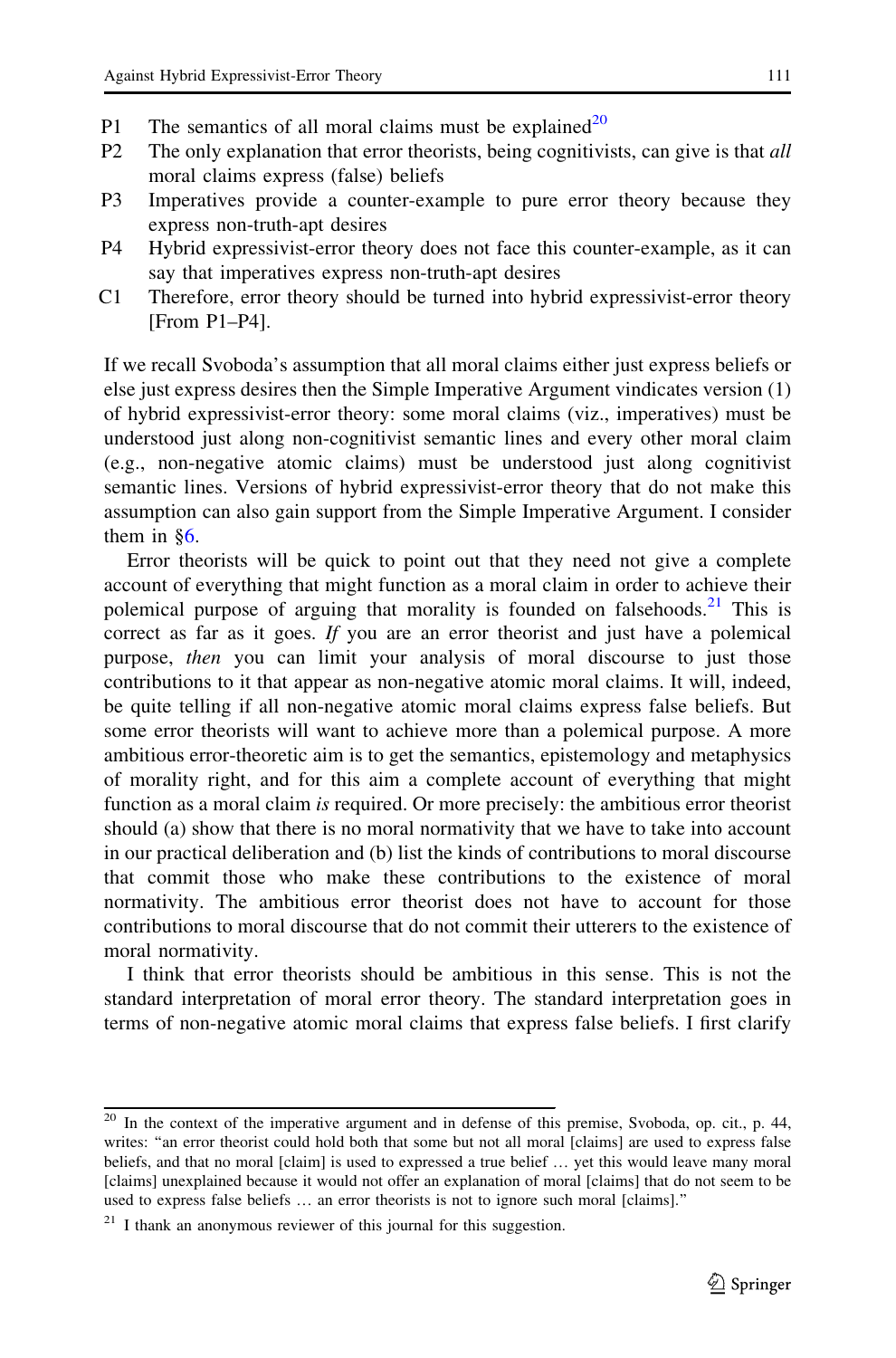P1 The semantics of all moral claims must be explained[20]

P2 The only explanation that error theorists, being cognitivists, can give is that *all* moral claims express (false) beliefs

P3 Imperatives provide a counter-example to pure error theory because they express non-truth-apt desires

P4 Hybrid expressivist-error theory does not face this counter-example, as it can say that imperatives express non-truth-apt desires

C1 Therefore, error theory should be turned into hybrid expressivist-error theory [From P1–P4].

If we recall Svoboda's assumption that all moral claims either just express beliefs or else just express desires then the Simple Imperative Argument vindicates version (1) of hybrid expressivist-error theory: some moral claims (viz., imperatives) must be understood just along non-cognitivist semantic lines and every other moral claim (e.g., non-negative atomic claims) must be understood just along cognitivist semantic lines. Versions of hybrid expressivist-error theory that do not make this assumption can also gain support from the Simple Imperative Argument. I consider them in §6.

Error theorists will be quick to point out that they need not give a complete account of everything that might function as a moral claim in order to achieve their polemical purpose of arguing that morality is founded on falsehoods.[21] This is correct as far as it goes. *If* you are an error theorist and just have a polemical purpose, *then* you can limit your analysis of moral discourse to just those contributions to it that appear as non-negative atomic moral claims. It will, indeed, be quite telling if all non-negative atomic moral claims express false beliefs. But some error theorists will want to achieve more than a polemical purpose. A more ambitious error-theoretic aim is to get the semantics, epistemology and metaphysics of morality right, and for this aim a complete account of everything that might function as a moral claim *is* required. Or more precisely: the ambitious error theorist should (a) show that there is no moral normativity that we have to take into account in our practical deliberation and (b) list the kinds of contributions to moral discourse that commit those who make these contributions to the existence of moral normativity. The ambitious error theorist does not have to account for those contributions to moral discourse that do not commit their utterers to the existence of moral normativity.

I think that error theorists should be ambitious in this sense. This is not the standard interpretation of moral error theory. The standard interpretation goes in terms of non-negative atomic moral claims that express false beliefs. I first clarify

---

[20] In the context of the imperative argument and in defense of this premise, Svoboda, op. cit., p. 44, writes: "an error theorist could hold both that some but not all moral [claims] are used to express false beliefs, and that no moral [claim] is used to expressed a true belief … yet this would leave many moral [claims] unexplained because it would not offer an explanation of moral [claims] that do not seem to be used to express false beliefs … an error theorists is not to ignore such moral [claims]."

[21] I thank an anonymous reviewer of this journal for this suggestion.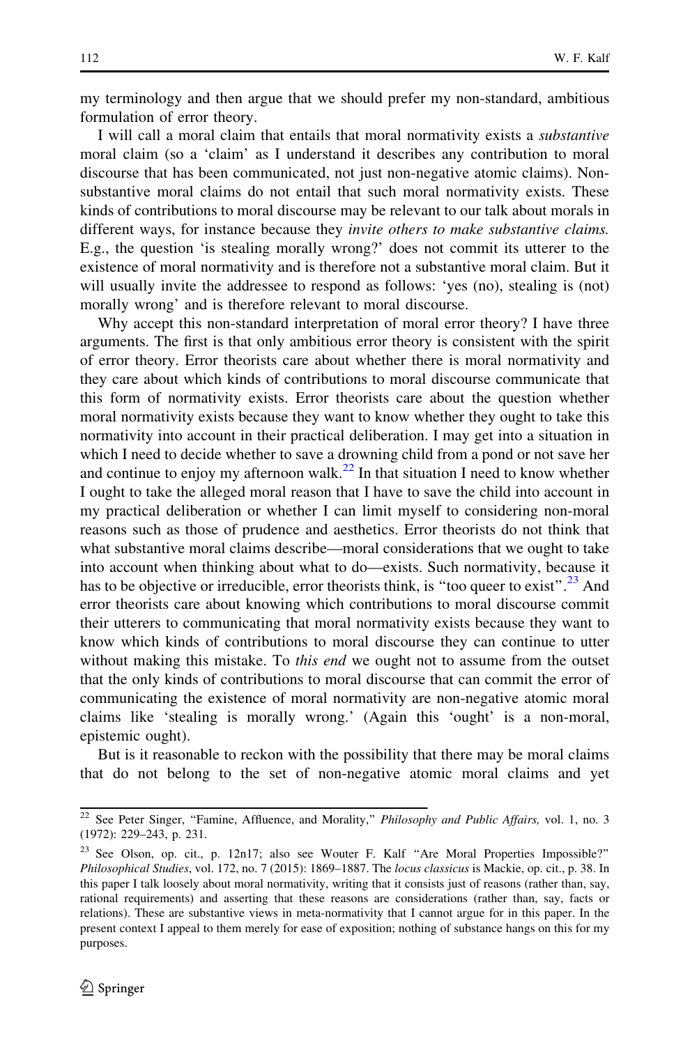my terminology and then argue that we should prefer my non-standard, ambitious formulation of error theory.

I will call a moral claim that entails that moral normativity exists a *substantive* moral claim (so a 'claim' as I understand it describes any contribution to moral discourse that has been communicated, not just non-negative atomic claims). Non-substantive moral claims do not entail that such moral normativity exists. These kinds of contributions to moral discourse may be relevant to our talk about morals in different ways, for instance because they *invite others to make substantive claims.* E.g., the question 'is stealing morally wrong?' does not commit its utterer to the existence of moral normativity and is therefore not a substantive moral claim. But it will usually invite the addressee to respond as follows: 'yes (no), stealing is (not) morally wrong' and is therefore relevant to moral discourse.

Why accept this non-standard interpretation of moral error theory? I have three arguments. The first is that only ambitious error theory is consistent with the spirit of error theory. Error theorists care about whether there is moral normativity and they care about which kinds of contributions to moral discourse communicate that this form of normativity exists. Error theorists care about the question whether moral normativity exists because they want to know whether they ought to take this normativity into account in their practical deliberation. I may get into a situation in which I need to decide whether to save a drowning child from a pond or not save her and continue to enjoy my afternoon walk.[22] In that situation I need to know whether I ought to take the alleged moral reason that I have to save the child into account in my practical deliberation or whether I can limit myself to considering non-moral reasons such as those of prudence and aesthetics. Error theorists do not think that what substantive moral claims describe—moral considerations that we ought to take into account when thinking about what to do—exists. Such normativity, because it has to be objective or irreducible, error theorists think, is "too queer to exist".[23] And error theorists care about knowing which contributions to moral discourse commit their utterers to communicating that moral normativity exists because they want to know which kinds of contributions to moral discourse they can continue to utter without making this mistake. To *this end* we ought not to assume from the outset that the only kinds of contributions to moral discourse that can commit the error of communicating the existence of moral normativity are non-negative atomic moral claims like 'stealing is morally wrong.' (Again this 'ought' is a non-moral, epistemic ought).

But is it reasonable to reckon with the possibility that there may be moral claims that do not belong to the set of non-negative atomic moral claims and yet

---

[22] See Peter Singer, "Famine, Affluence, and Morality," *Philosophy and Public Affairs,* vol. 1, no. 3 (1972): 229–243, p. 231.

[23] See Olson, op. cit., p. 12n17; also see Wouter F. Kalf "Are Moral Properties Impossible?" *Philosophical Studies*, vol. 172, no. 7 (2015): 1869–1887. The *locus classicus* is Mackie, op. cit., p. 38. In this paper I talk loosely about moral normativity, writing that it consists just of reasons (rather than, say, rational requirements) and asserting that these reasons are considerations (rather than, say, facts or relations). These are substantive views in meta-normativity that I cannot argue for in this paper. In the present context I appeal to them merely for ease of exposition; nothing of substance hangs on this for my purposes.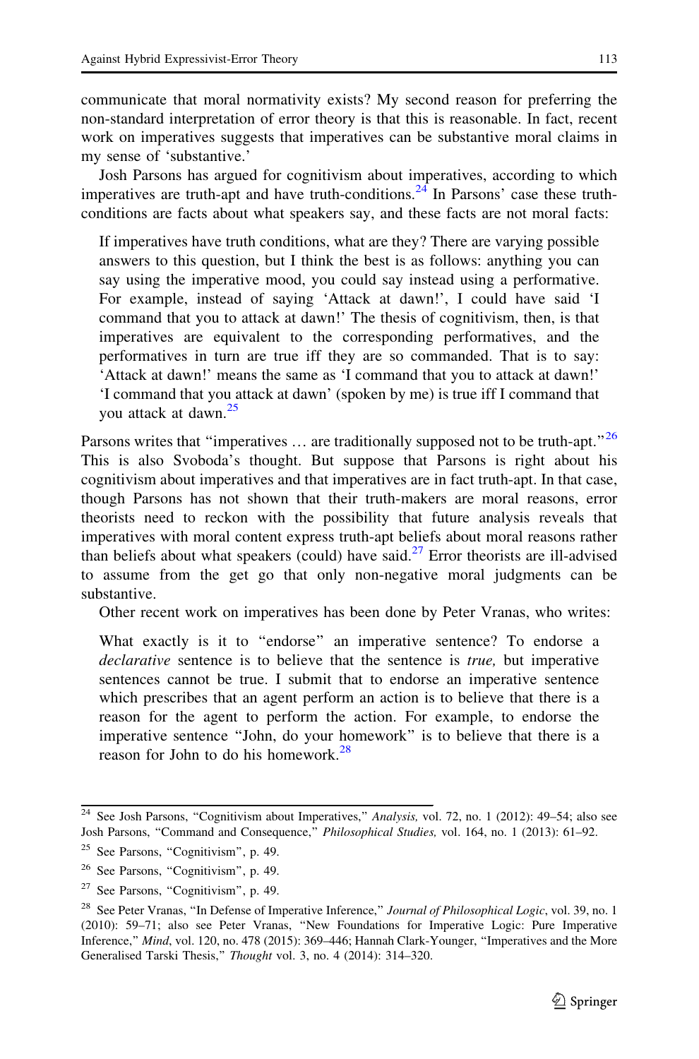communicate that moral normativity exists? My second reason for preferring the non-standard interpretation of error theory is that this is reasonable. In fact, recent work on imperatives suggests that imperatives can be substantive moral claims in my sense of 'substantive.'

Josh Parsons has argued for cognitivism about imperatives, according to which imperatives are truth-apt and have truth-conditions.[24] In Parsons' case these truth-conditions are facts about what speakers say, and these facts are not moral facts:

> If imperatives have truth conditions, what are they? There are varying possible answers to this question, but I think the best is as follows: anything you can say using the imperative mood, you could say instead using a performative. For example, instead of saying 'Attack at dawn!', I could have said 'I command that you to attack at dawn!' The thesis of cognitivism, then, is that imperatives are equivalent to the corresponding performatives, and the performatives in turn are true iff they are so commanded. That is to say: 'Attack at dawn!' means the same as 'I command that you to attack at dawn!' 'I command that you attack at dawn' (spoken by me) is true iff I command that you attack at dawn.[25]

Parsons writes that "imperatives … are traditionally supposed not to be truth-apt."[26] This is also Svoboda's thought. But suppose that Parsons is right about his cognitivism about imperatives and that imperatives are in fact truth-apt. In that case, though Parsons has not shown that their truth-makers are moral reasons, error theorists need to reckon with the possibility that future analysis reveals that imperatives with moral content express truth-apt beliefs about moral reasons rather than beliefs about what speakers (could) have said.[27] Error theorists are ill-advised to assume from the get go that only non-negative moral judgments can be substantive.

Other recent work on imperatives has been done by Peter Vranas, who writes:

> What exactly is it to "endorse" an imperative sentence? To endorse a *declarative* sentence is to believe that the sentence is *true,* but imperative sentences cannot be true. I submit that to endorse an imperative sentence which prescribes that an agent perform an action is to believe that there is a reason for the agent to perform the action. For example, to endorse the imperative sentence "John, do your homework" is to believe that there is a reason for John to do his homework.[28]

---

[24] See Josh Parsons, "Cognitivism about Imperatives," *Analysis,* vol. 72, no. 1 (2012): 49–54; also see Josh Parsons, "Command and Consequence," *Philosophical Studies,* vol. 164, no. 1 (2013): 61–92.

[25] See Parsons, "Cognitivism", p. 49.

[26] See Parsons, "Cognitivism", p. 49.

[27] See Parsons, "Cognitivism", p. 49.

[28] See Peter Vranas, "In Defense of Imperative Inference," *Journal of Philosophical Logic*, vol. 39, no. 1 (2010): 59–71; also see Peter Vranas, "New Foundations for Imperative Logic: Pure Imperative Inference," *Mind*, vol. 120, no. 478 (2015): 369–446; Hannah Clark-Younger, "Imperatives and the More Generalised Tarski Thesis," *Thought* vol. 3, no. 4 (2014): 314–320.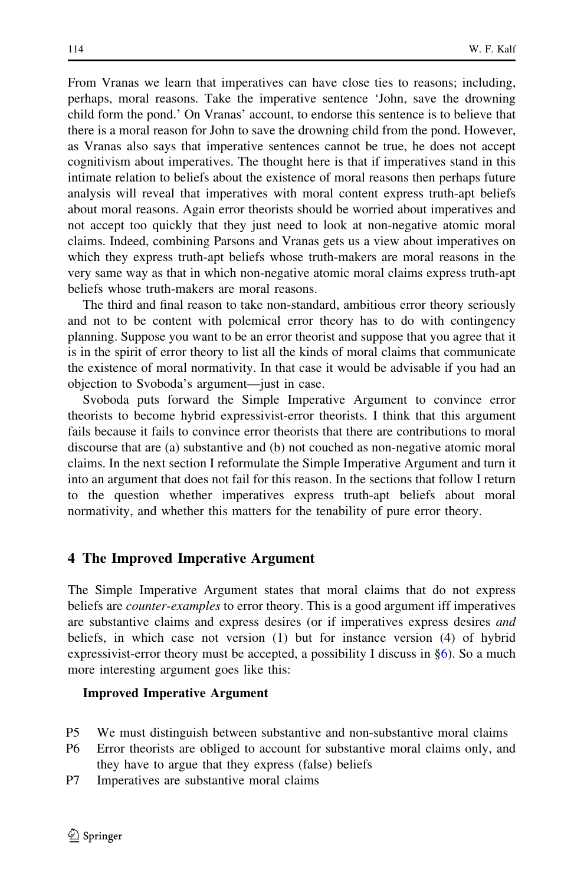From Vranas we learn that imperatives can have close ties to reasons; including, perhaps, moral reasons. Take the imperative sentence 'John, save the drowning child form the pond.' On Vranas' account, to endorse this sentence is to believe that there is a moral reason for John to save the drowning child from the pond. However, as Vranas also says that imperative sentences cannot be true, he does not accept cognitivism about imperatives. The thought here is that if imperatives stand in this intimate relation to beliefs about the existence of moral reasons then perhaps future analysis will reveal that imperatives with moral content express truth-apt beliefs about moral reasons. Again error theorists should be worried about imperatives and not accept too quickly that they just need to look at non-negative atomic moral claims. Indeed, combining Parsons and Vranas gets us a view about imperatives on which they express truth-apt beliefs whose truth-makers are moral reasons in the very same way as that in which non-negative atomic moral claims express truth-apt beliefs whose truth-makers are moral reasons.

The third and final reason to take non-standard, ambitious error theory seriously and not to be content with polemical error theory has to do with contingency planning. Suppose you want to be an error theorist and suppose that you agree that it is in the spirit of error theory to list all the kinds of moral claims that communicate the existence of moral normativity. In that case it would be advisable if you had an objection to Svoboda's argument—just in case.

Svoboda puts forward the Simple Imperative Argument to convince error theorists to become hybrid expressivist-error theorists. I think that this argument fails because it fails to convince error theorists that there are contributions to moral discourse that are (a) substantive and (b) not couched as non-negative atomic moral claims. In the next section I reformulate the Simple Imperative Argument and turn it into an argument that does not fail for this reason. In the sections that follow I return to the question whether imperatives express truth-apt beliefs about moral normativity, and whether this matters for the tenability of pure error theory.

## 4 The Improved Imperative Argument

The Simple Imperative Argument states that moral claims that do not express beliefs are *counter-examples* to error theory. This is a good argument iff imperatives are substantive claims and express desires (or if imperatives express desires *and* beliefs, in which case not version (1) but for instance version (4) of hybrid expressivist-error theory must be accepted, a possibility I discuss in §6). So a much more interesting argument goes like this:

**Improved Imperative Argument**

P5 We must distinguish between substantive and non-substantive moral claims

P6 Error theorists are obliged to account for substantive moral claims only, and they have to argue that they express (false) beliefs

P7 Imperatives are substantive moral claims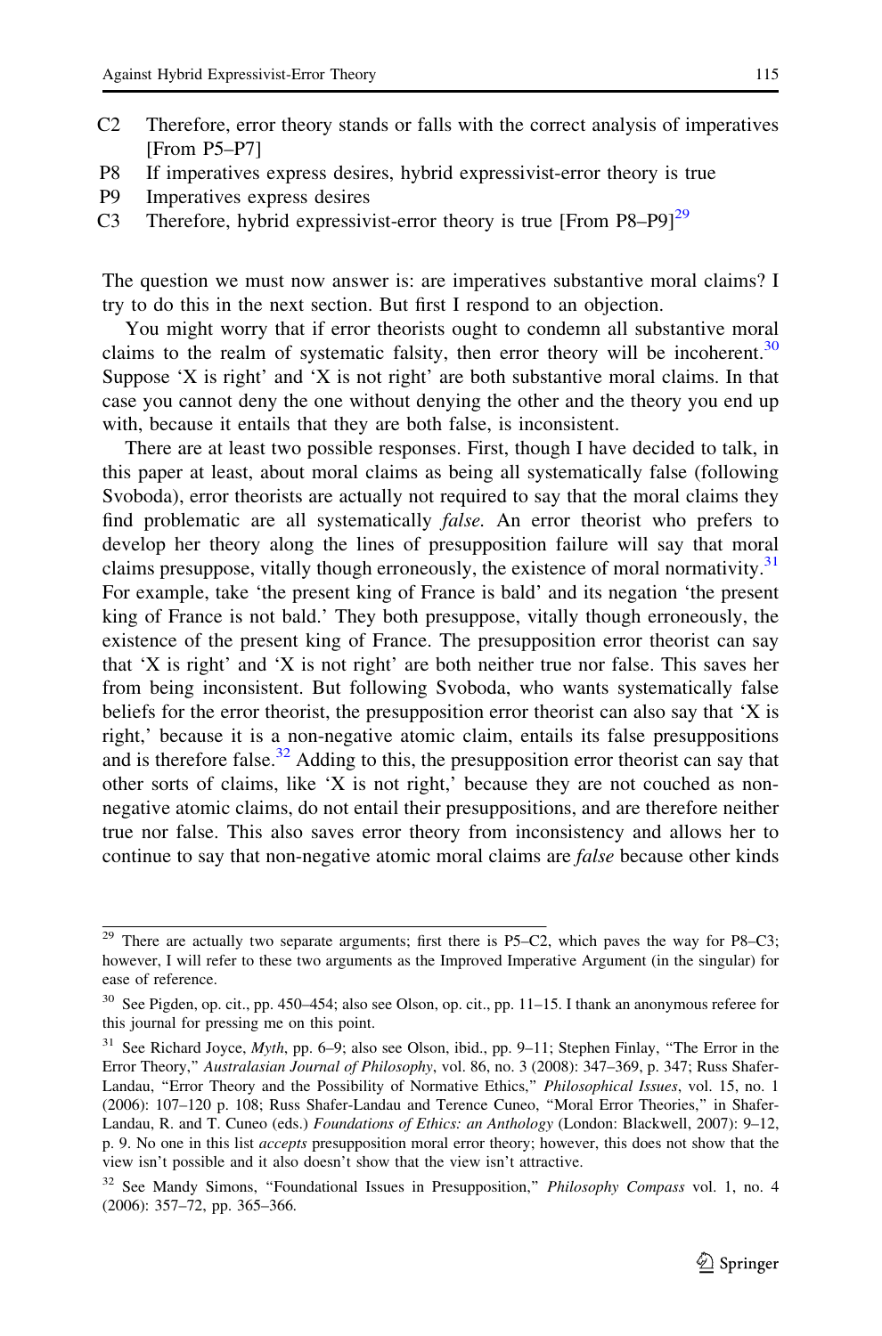C2 Therefore, error theory stands or falls with the correct analysis of imperatives [From P5–P7]

P8 If imperatives express desires, hybrid expressivist-error theory is true

P9 Imperatives express desires

C3 Therefore, hybrid expressivist-error theory is true [From P8–P9][29]

The question we must now answer is: are imperatives substantive moral claims? I try to do this in the next section. But first I respond to an objection.

You might worry that if error theorists ought to condemn all substantive moral claims to the realm of systematic falsity, then error theory will be incoherent.[30] Suppose 'X is right' and 'X is not right' are both substantive moral claims. In that case you cannot deny the one without denying the other and the theory you end up with, because it entails that they are both false, is inconsistent.

There are at least two possible responses. First, though I have decided to talk, in this paper at least, about moral claims as being all systematically false (following Svoboda), error theorists are actually not required to say that the moral claims they find problematic are all systematically *false*. An error theorist who prefers to develop her theory along the lines of presupposition failure will say that moral claims presuppose, vitally though erroneously, the existence of moral normativity.[31] For example, take 'the present king of France is bald' and its negation 'the present king of France is not bald.' They both presuppose, vitally though erroneously, the existence of the present king of France. The presupposition error theorist can say that 'X is right' and 'X is not right' are both neither true nor false. This saves her from being inconsistent. But following Svoboda, who wants systematically false beliefs for the error theorist, the presupposition error theorist can also say that 'X is right,' because it is a non-negative atomic claim, entails its false presuppositions and is therefore false.[32] Adding to this, the presupposition error theorist can say that other sorts of claims, like 'X is not right,' because they are not couched as non-negative atomic claims, do not entail their presuppositions, and are therefore neither true nor false. This also saves error theory from inconsistency and allows her to continue to say that non-negative atomic moral claims are *false* because other kinds

---

[29] There are actually two separate arguments; first there is P5–C2, which paves the way for P8–C3; however, I will refer to these two arguments as the Improved Imperative Argument (in the singular) for ease of reference.

[30] See Pigden, op. cit., pp. 450–454; also see Olson, op. cit., pp. 11–15. I thank an anonymous referee for this journal for pressing me on this point.

[31] See Richard Joyce, *Myth*, pp. 6–9; also see Olson, ibid., pp. 9–11; Stephen Finlay, "The Error in the Error Theory," *Australasian Journal of Philosophy*, vol. 86, no. 3 (2008): 347–369, p. 347; Russ Shafer-Landau, "Error Theory and the Possibility of Normative Ethics," *Philosophical Issues*, vol. 15, no. 1 (2006): 107–120 p. 108; Russ Shafer-Landau and Terence Cuneo, "Moral Error Theories," in Shafer-Landau, R. and T. Cuneo (eds.) *Foundations of Ethics: an Anthology* (London: Blackwell, 2007): 9–12, p. 9. No one in this list *accepts* presupposition moral error theory; however, this does not show that the view isn't possible and it also doesn't show that the view isn't attractive.

[32] See Mandy Simons, "Foundational Issues in Presupposition," *Philosophy Compass* vol. 1, no. 4 (2006): 357–72, pp. 365–366.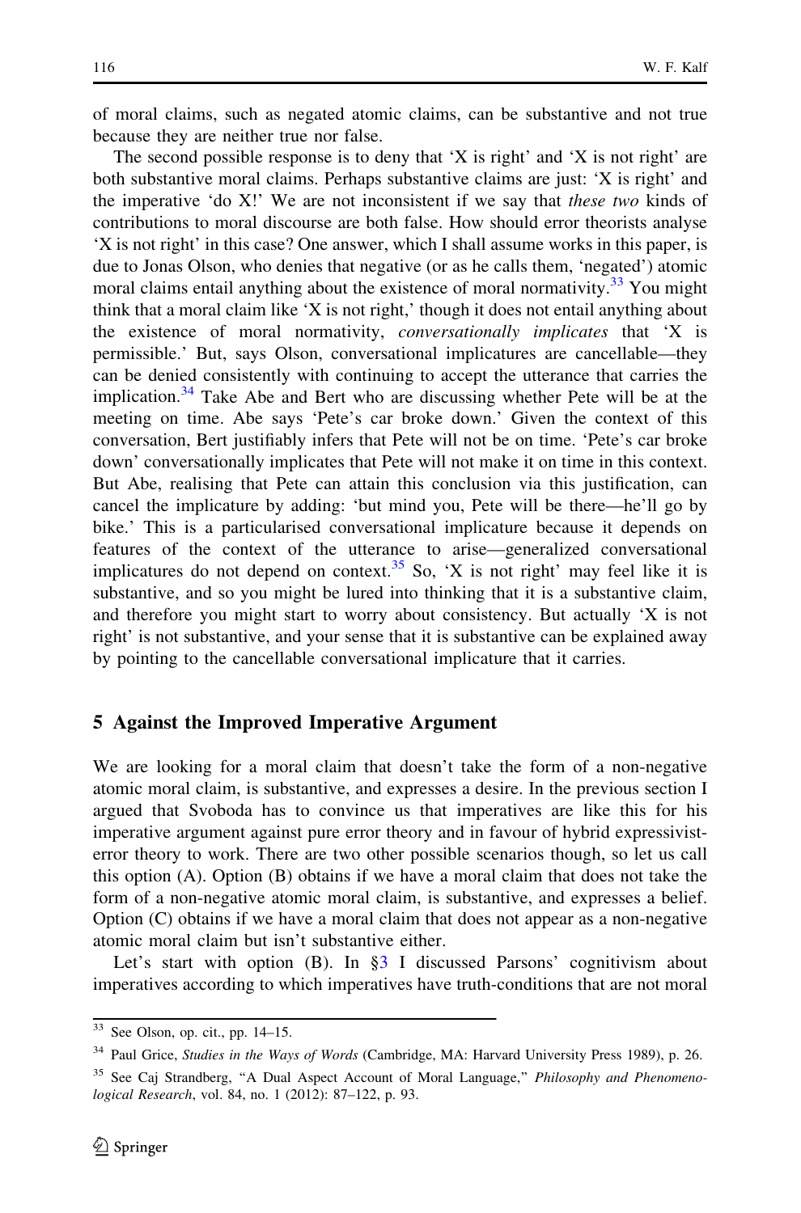of moral claims, such as negated atomic claims, can be substantive and not true because they are neither true nor false.

The second possible response is to deny that 'X is right' and 'X is not right' are both substantive moral claims. Perhaps substantive claims are just: 'X is right' and the imperative 'do X!' We are not inconsistent if we say that *these two* kinds of contributions to moral discourse are both false. How should error theorists analyse 'X is not right' in this case? One answer, which I shall assume works in this paper, is due to Jonas Olson, who denies that negative (or as he calls them, 'negated') atomic moral claims entail anything about the existence of moral normativity.[33] You might think that a moral claim like 'X is not right,' though it does not entail anything about the existence of moral normativity, *conversationally implicates* that 'X is permissible.' But, says Olson, conversational implicatures are cancellable—they can be denied consistently with continuing to accept the utterance that carries the implication.[34] Take Abe and Bert who are discussing whether Pete will be at the meeting on time. Abe says 'Pete's car broke down.' Given the context of this conversation, Bert justifiably infers that Pete will not be on time. 'Pete's car broke down' conversationally implicates that Pete will not make it on time in this context. But Abe, realising that Pete can attain this conclusion via this justification, can cancel the implicature by adding: 'but mind you, Pete will be there—he'll go by bike.' This is a particularised conversational implicature because it depends on features of the context of the utterance to arise—generalized conversational implicatures do not depend on context.[35] So, 'X is not right' may feel like it is substantive, and so you might be lured into thinking that it is a substantive claim, and therefore you might start to worry about consistency. But actually 'X is not right' is not substantive, and your sense that it is substantive can be explained away by pointing to the cancellable conversational implicature that it carries.

## 5 Against the Improved Imperative Argument

We are looking for a moral claim that doesn't take the form of a non-negative atomic moral claim, is substantive, and expresses a desire. In the previous section I argued that Svoboda has to convince us that imperatives are like this for his imperative argument against pure error theory and in favour of hybrid expressivist-error theory to work. There are two other possible scenarios though, so let us call this option (A). Option (B) obtains if we have a moral claim that does not take the form of a non-negative atomic moral claim, is substantive, and expresses a belief. Option (C) obtains if we have a moral claim that does not appear as a non-negative atomic moral claim but isn't substantive either.

Let's start with option (B). In §3 I discussed Parsons' cognitivism about imperatives according to which imperatives have truth-conditions that are not moral

---

[33] See Olson, op. cit., pp. 14–15.

[34] Paul Grice, *Studies in the Ways of Words* (Cambridge, MA: Harvard University Press 1989), p. 26.

[35] See Caj Strandberg, "A Dual Aspect Account of Moral Language," *Philosophy and Phenomenological Research*, vol. 84, no. 1 (2012): 87–122, p. 93.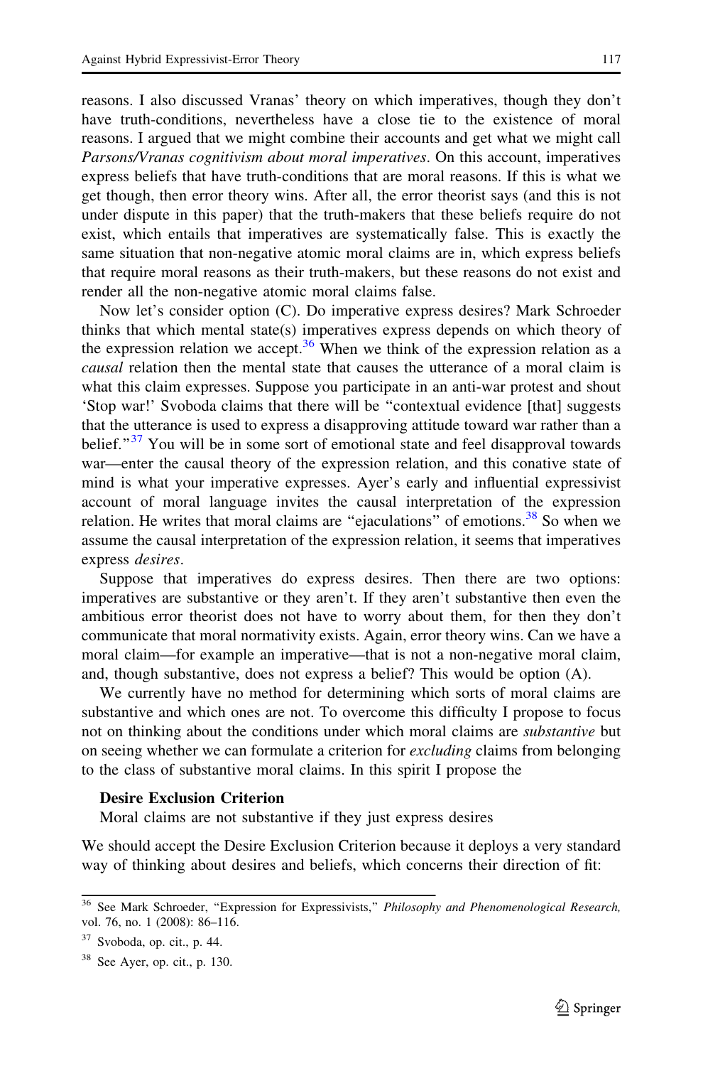reasons. I also discussed Vranas' theory on which imperatives, though they don't have truth-conditions, nevertheless have a close tie to the existence of moral reasons. I argued that we might combine their accounts and get what we might call *Parsons/Vranas cognitivism about moral imperatives*. On this account, imperatives express beliefs that have truth-conditions that are moral reasons. If this is what we get though, then error theory wins. After all, the error theorist says (and this is not under dispute in this paper) that the truth-makers that these beliefs require do not exist, which entails that imperatives are systematically false. This is exactly the same situation that non-negative atomic moral claims are in, which express beliefs that require moral reasons as their truth-makers, but these reasons do not exist and render all the non-negative atomic moral claims false.

Now let's consider option (C). Do imperative express desires? Mark Schroeder thinks that which mental state(s) imperatives express depends on which theory of the expression relation we accept.[36] When we think of the expression relation as a *causal* relation then the mental state that causes the utterance of a moral claim is what this claim expresses. Suppose you participate in an anti-war protest and shout 'Stop war!' Svoboda claims that there will be "contextual evidence [that] suggests that the utterance is used to express a disapproving attitude toward war rather than a belief."[37] You will be in some sort of emotional state and feel disapproval towards war—enter the causal theory of the expression relation, and this conative state of mind is what your imperative expresses. Ayer's early and influential expressivist account of moral language invites the causal interpretation of the expression relation. He writes that moral claims are "ejaculations" of emotions.[38] So when we assume the causal interpretation of the expression relation, it seems that imperatives express *desires*.

Suppose that imperatives do express desires. Then there are two options: imperatives are substantive or they aren't. If they aren't substantive then even the ambitious error theorist does not have to worry about them, for then they don't communicate that moral normativity exists. Again, error theory wins. Can we have a moral claim—for example an imperative—that is not a non-negative moral claim, and, though substantive, does not express a belief? This would be option (A).

We currently have no method for determining which sorts of moral claims are substantive and which ones are not. To overcome this difficulty I propose to focus not on thinking about the conditions under which moral claims are *substantive* but on seeing whether we can formulate a criterion for *excluding* claims from belonging to the class of substantive moral claims. In this spirit I propose the

**Desire Exclusion Criterion**

Moral claims are not substantive if they just express desires

We should accept the Desire Exclusion Criterion because it deploys a very standard way of thinking about desires and beliefs, which concerns their direction of fit:

---

[36] See Mark Schroeder, "Expression for Expressivists," *Philosophy and Phenomenological Research*, vol. 76, no. 1 (2008): 86–116.

[37] Svoboda, op. cit., p. 44.

[38] See Ayer, op. cit., p. 130.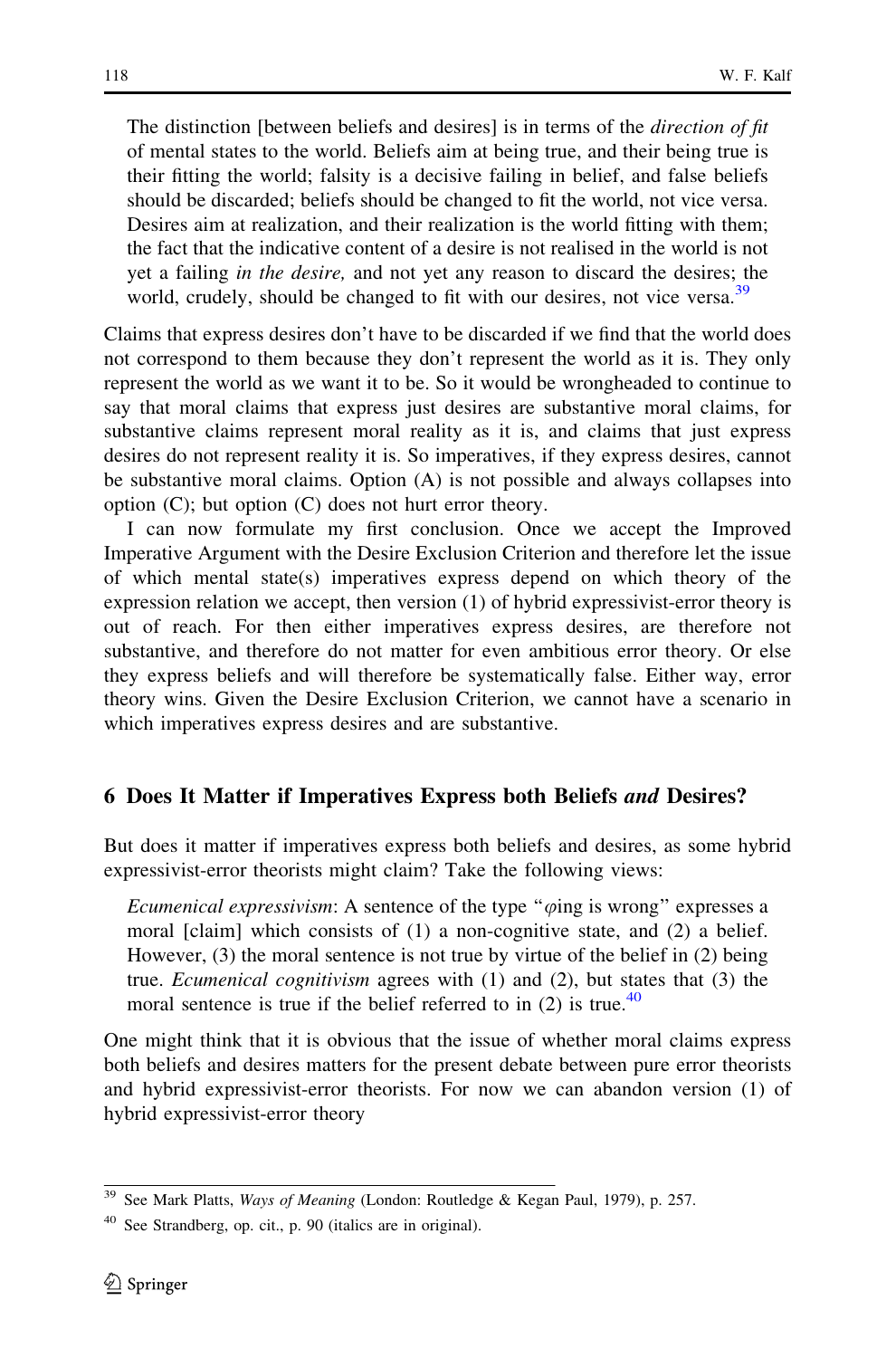> The distinction [between beliefs and desires] is in terms of the *direction of fit* of mental states to the world. Beliefs aim at being true, and their being true is their fitting the world; falsity is a decisive failing in belief, and false beliefs should be discarded; beliefs should be changed to fit the world, not vice versa. Desires aim at realization, and their realization is the world fitting with them; the fact that the indicative content of a desire is not realised in the world is not yet a failing *in the desire,* and not yet any reason to discard the desires; the world, crudely, should be changed to fit with our desires, not vice versa.[39]

Claims that express desires don't have to be discarded if we find that the world does not correspond to them because they don't represent the world as it is. They only represent the world as we want it to be. So it would be wrongheaded to continue to say that moral claims that express just desires are substantive moral claims, for substantive claims represent moral reality as it is, and claims that just express desires do not represent reality it is. So imperatives, if they express desires, cannot be substantive moral claims. Option (A) is not possible and always collapses into option (C); but option (C) does not hurt error theory.

I can now formulate my first conclusion. Once we accept the Improved Imperative Argument with the Desire Exclusion Criterion and therefore let the issue of which mental state(s) imperatives express depend on which theory of the expression relation we accept, then version (1) of hybrid expressivist-error theory is out of reach. For then either imperatives express desires, are therefore not substantive, and therefore do not matter for even ambitious error theory. Or else they express beliefs and will therefore be systematically false. Either way, error theory wins. Given the Desire Exclusion Criterion, we cannot have a scenario in which imperatives express desires and are substantive.

## 6 Does It Matter if Imperatives Express both Beliefs *and* Desires?

But does it matter if imperatives express both beliefs and desires, as some hybrid expressivist-error theorists might claim? Take the following views:

> *Ecumenical expressivism*: A sentence of the type "$\varphi$ing is wrong" expresses a moral [claim] which consists of (1) a non-cognitive state, and (2) a belief. However, (3) the moral sentence is not true by virtue of the belief in (2) being true. *Ecumenical cognitivism* agrees with (1) and (2), but states that (3) the moral sentence is true if the belief referred to in (2) is true.[40]

One might think that it is obvious that the issue of whether moral claims express both beliefs and desires matters for the present debate between pure error theorists and hybrid expressivist-error theorists. For now we can abandon version (1) of hybrid expressivist-error theory

---

[39] See Mark Platts, *Ways of Meaning* (London: Routledge & Kegan Paul, 1979), p. 257.

[40] See Strandberg, op. cit., p. 90 (italics are in original).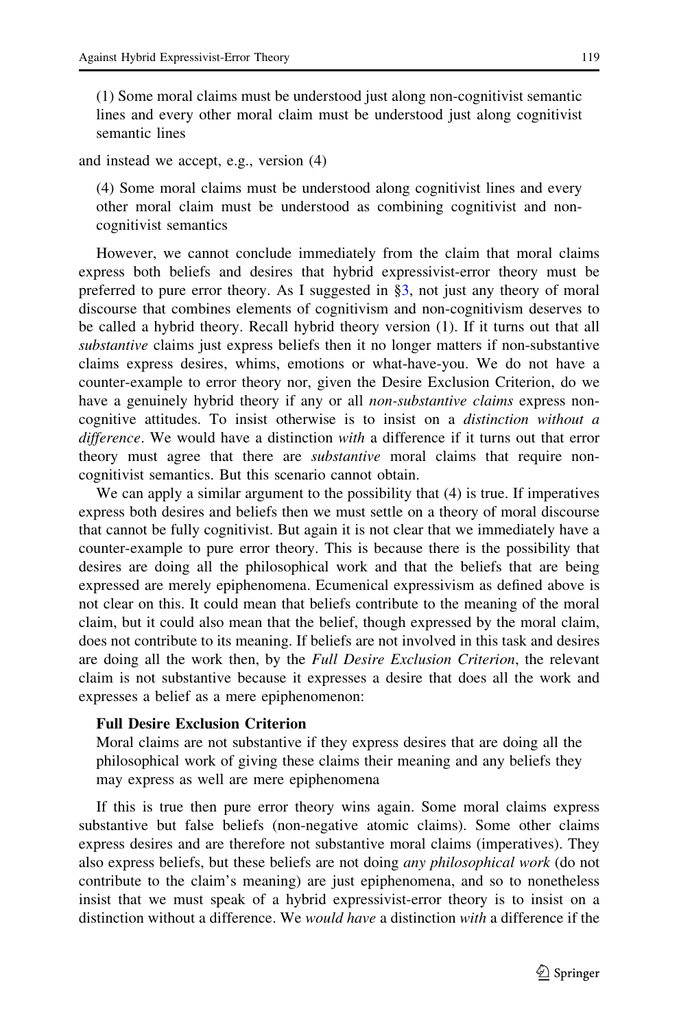(1) Some moral claims must be understood just along non-cognitivist semantic lines and every other moral claim must be understood just along cognitivist semantic lines

and instead we accept, e.g., version (4)

(4) Some moral claims must be understood along cognitivist lines and every other moral claim must be understood as combining cognitivist and non-cognitivist semantics

However, we cannot conclude immediately from the claim that moral claims express both beliefs and desires that hybrid expressivist-error theory must be preferred to pure error theory. As I suggested in §3, not just any theory of moral discourse that combines elements of cognitivism and non-cognitivism deserves to be called a hybrid theory. Recall hybrid theory version (1). If it turns out that all *substantive* claims just express beliefs then it no longer matters if non-substantive claims express desires, whims, emotions or what-have-you. We do not have a counter-example to error theory nor, given the Desire Exclusion Criterion, do we have a genuinely hybrid theory if any or all *non-substantive claims* express non-cognitive attitudes. To insist otherwise is to insist on a *distinction without a difference*. We would have a distinction *with* a difference if it turns out that error theory must agree that there are *substantive* moral claims that require non-cognitivist semantics. But this scenario cannot obtain.

We can apply a similar argument to the possibility that (4) is true. If imperatives express both desires and beliefs then we must settle on a theory of moral discourse that cannot be fully cognitivist. But again it is not clear that we immediately have a counter-example to pure error theory. This is because there is the possibility that desires are doing all the philosophical work and that the beliefs that are being expressed are merely epiphenomena. Ecumenical expressivism as defined above is not clear on this. It could mean that beliefs contribute to the meaning of the moral claim, but it could also mean that the belief, though expressed by the moral claim, does not contribute to its meaning. If beliefs are not involved in this task and desires are doing all the work then, by the *Full Desire Exclusion Criterion*, the relevant claim is not substantive because it expresses a desire that does all the work and expresses a belief as a mere epiphenomenon:

**Full Desire Exclusion Criterion**
Moral claims are not substantive if they express desires that are doing all the philosophical work of giving these claims their meaning and any beliefs they may express as well are mere epiphenomena

If this is true then pure error theory wins again. Some moral claims express substantive but false beliefs (non-negative atomic claims). Some other claims express desires and are therefore not substantive moral claims (imperatives). They also express beliefs, but these beliefs are not doing *any philosophical work* (do not contribute to the claim's meaning) are just epiphenomena, and so to nonetheless insist that we must speak of a hybrid expressivist-error theory is to insist on a distinction without a difference. We *would have* a distinction *with* a difference if the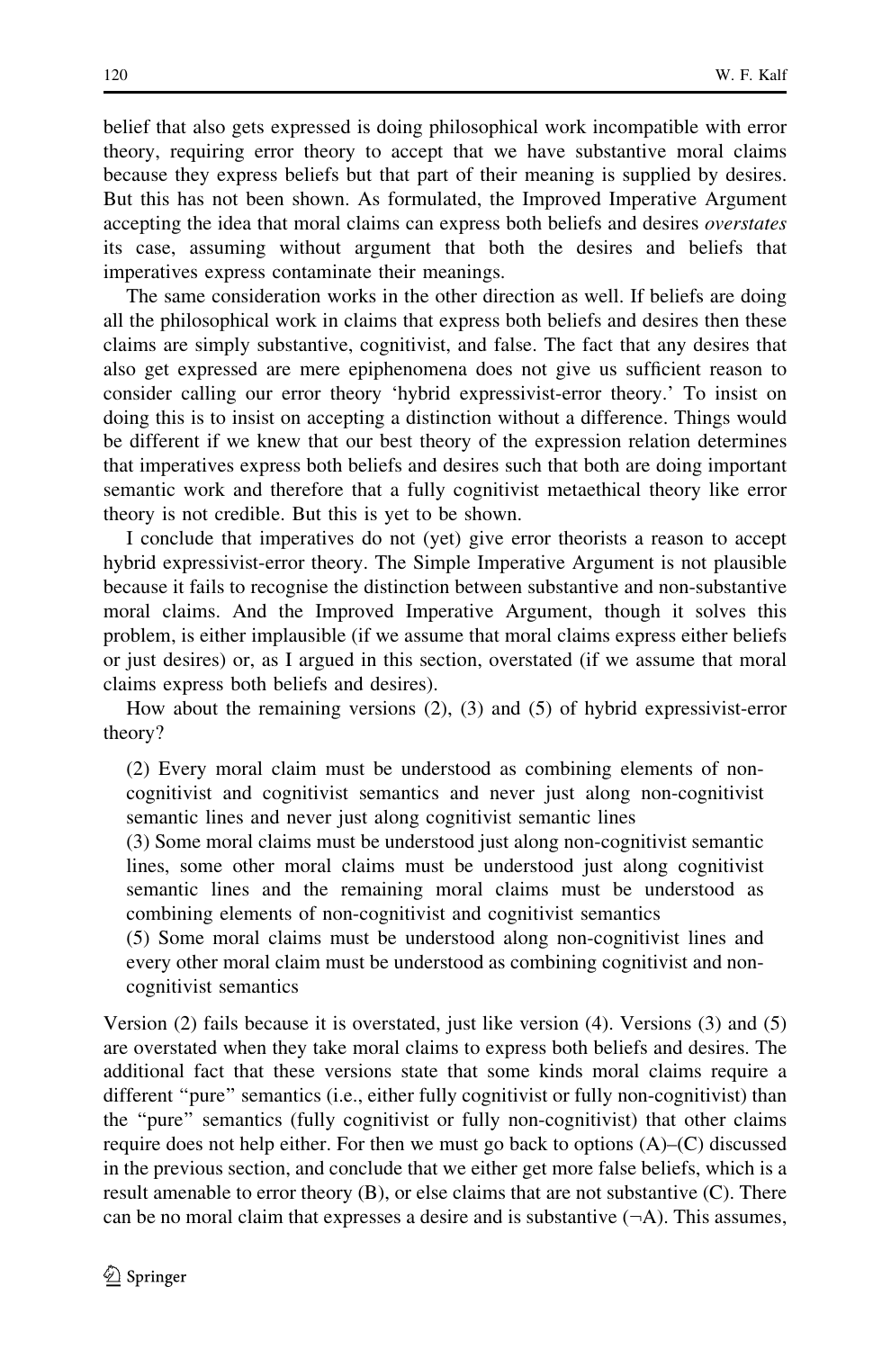belief that also gets expressed is doing philosophical work incompatible with error theory, requiring error theory to accept that we have substantive moral claims because they express beliefs but that part of their meaning is supplied by desires. But this has not been shown. As formulated, the Improved Imperative Argument accepting the idea that moral claims can express both beliefs and desires *overstates* its case, assuming without argument that both the desires and beliefs that imperatives express contaminate their meanings.

The same consideration works in the other direction as well. If beliefs are doing all the philosophical work in claims that express both beliefs and desires then these claims are simply substantive, cognitivist, and false. The fact that any desires that also get expressed are mere epiphenomena does not give us sufficient reason to consider calling our error theory 'hybrid expressivist-error theory.' To insist on doing this is to insist on accepting a distinction without a difference. Things would be different if we knew that our best theory of the expression relation determines that imperatives express both beliefs and desires such that both are doing important semantic work and therefore that a fully cognitivist metaethical theory like error theory is not credible. But this is yet to be shown.

I conclude that imperatives do not (yet) give error theorists a reason to accept hybrid expressivist-error theory. The Simple Imperative Argument is not plausible because it fails to recognise the distinction between substantive and non-substantive moral claims. And the Improved Imperative Argument, though it solves this problem, is either implausible (if we assume that moral claims express either beliefs or just desires) or, as I argued in this section, overstated (if we assume that moral claims express both beliefs and desires).

How about the remaining versions (2), (3) and (5) of hybrid expressivist-error theory?

> (2) Every moral claim must be understood as combining elements of non-cognitivist and cognitivist semantics and never just along non-cognitivist semantic lines and never just along cognitivist semantic lines
>
> (3) Some moral claims must be understood just along non-cognitivist semantic lines, some other moral claims must be understood just along cognitivist semantic lines and the remaining moral claims must be understood as combining elements of non-cognitivist and cognitivist semantics
>
> (5) Some moral claims must be understood along non-cognitivist lines and every other moral claim must be understood as combining cognitivist and non-cognitivist semantics

Version (2) fails because it is overstated, just like version (4). Versions (3) and (5) are overstated when they take moral claims to express both beliefs and desires. The additional fact that these versions state that some kinds moral claims require a different "pure" semantics (i.e., either fully cognitivist or fully non-cognitivist) than the "pure" semantics (fully cognitivist or fully non-cognitivist) that other claims require does not help either. For then we must go back to options (A)–(C) discussed in the previous section, and conclude that we either get more false beliefs, which is a result amenable to error theory (B), or else claims that are not substantive (C). There can be no moral claim that expresses a desire and is substantive ($\neg$A). This assumes,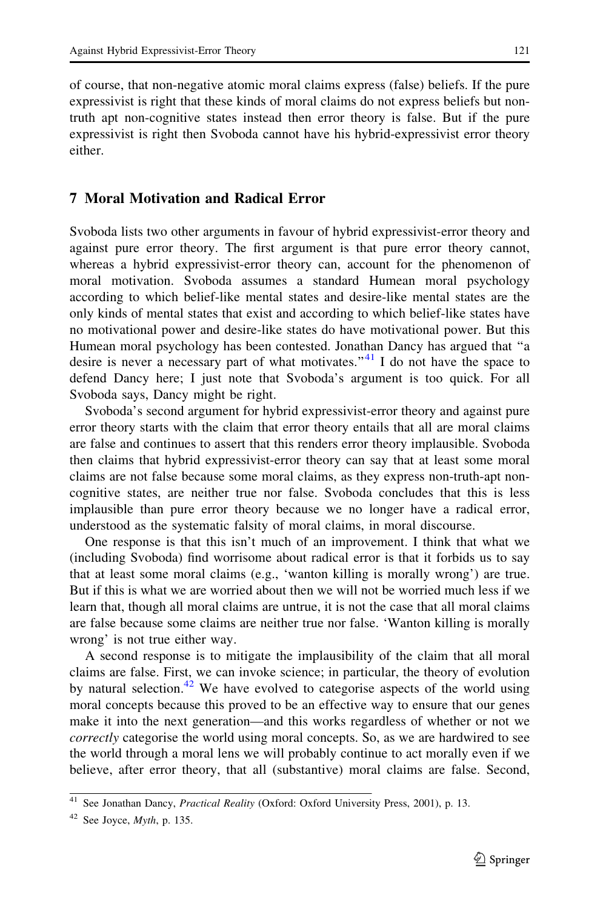of course, that non-negative atomic moral claims express (false) beliefs. If the pure expressivist is right that these kinds of moral claims do not express beliefs but non-truth apt non-cognitive states instead then error theory is false. But if the pure expressivist is right then Svoboda cannot have his hybrid-expressivist error theory either.

## 7 Moral Motivation and Radical Error

Svoboda lists two other arguments in favour of hybrid expressivist-error theory and against pure error theory. The first argument is that pure error theory cannot, whereas a hybrid expressivist-error theory can, account for the phenomenon of moral motivation. Svoboda assumes a standard Humean moral psychology according to which belief-like mental states and desire-like mental states are the only kinds of mental states that exist and according to which belief-like states have no motivational power and desire-like states do have motivational power. But this Humean moral psychology has been contested. Jonathan Dancy has argued that "a desire is never a necessary part of what motivates."[41] I do not have the space to defend Dancy here; I just note that Svoboda's argument is too quick. For all Svoboda says, Dancy might be right.

Svoboda's second argument for hybrid expressivist-error theory and against pure error theory starts with the claim that error theory entails that all are moral claims are false and continues to assert that this renders error theory implausible. Svoboda then claims that hybrid expressivist-error theory can say that at least some moral claims are not false because some moral claims, as they express non-truth-apt non-cognitive states, are neither true nor false. Svoboda concludes that this is less implausible than pure error theory because we no longer have a radical error, understood as the systematic falsity of moral claims, in moral discourse.

One response is that this isn't much of an improvement. I think that what we (including Svoboda) find worrisome about radical error is that it forbids us to say that at least some moral claims (e.g., 'wanton killing is morally wrong') are true. But if this is what we are worried about then we will not be worried much less if we learn that, though all moral claims are untrue, it is not the case that all moral claims are false because some claims are neither true nor false. 'Wanton killing is morally wrong' is not true either way.

A second response is to mitigate the implausibility of the claim that all moral claims are false. First, we can invoke science; in particular, the theory of evolution by natural selection.[42] We have evolved to categorise aspects of the world using moral concepts because this proved to be an effective way to ensure that our genes make it into the next generation—and this works regardless of whether or not we *correctly* categorise the world using moral concepts. So, as we are hardwired to see the world through a moral lens we will probably continue to act morally even if we believe, after error theory, that all (substantive) moral claims are false. Second,

---

[41] See Jonathan Dancy, *Practical Reality* (Oxford: Oxford University Press, 2001), p. 13.

[42] See Joyce, *Myth*, p. 135.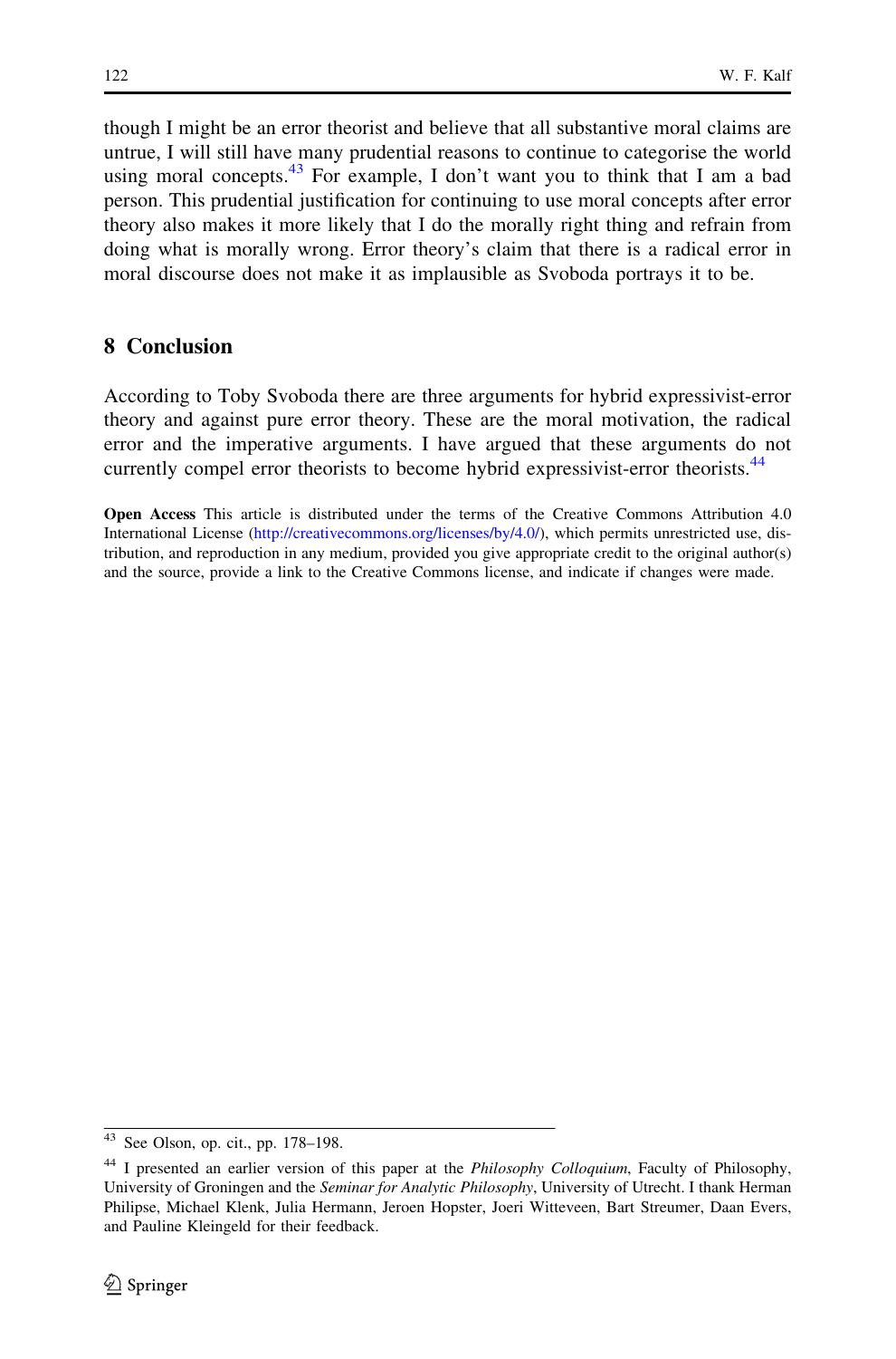though I might be an error theorist and believe that all substantive moral claims are untrue, I will still have many prudential reasons to continue to categorise the world using moral concepts.[43] For example, I don't want you to think that I am a bad person. This prudential justification for continuing to use moral concepts after error theory also makes it more likely that I do the morally right thing and refrain from doing what is morally wrong. Error theory's claim that there is a radical error in moral discourse does not make it as implausible as Svoboda portrays it to be.

## 8 Conclusion

According to Toby Svoboda there are three arguments for hybrid expressivist-error theory and against pure error theory. These are the moral motivation, the radical error and the imperative arguments. I have argued that these arguments do not currently compel error theorists to become hybrid expressivist-error theorists.[44]

**Open Access** This article is distributed under the terms of the Creative Commons Attribution 4.0 International License (http://creativecommons.org/licenses/by/4.0/), which permits unrestricted use, distribution, and reproduction in any medium, provided you give appropriate credit to the original author(s) and the source, provide a link to the Creative Commons license, and indicate if changes were made.

---

[43] See Olson, op. cit., pp. 178–198.

[44] I presented an earlier version of this paper at the *Philosophy Colloquium*, Faculty of Philosophy, University of Groningen and the *Seminar for Analytic Philosophy*, University of Utrecht. I thank Herman Philipse, Michael Klenk, Julia Hermann, Jeroen Hopster, Joeri Witteveen, Bart Streumer, Daan Evers, and Pauline Kleingeld for their feedback.